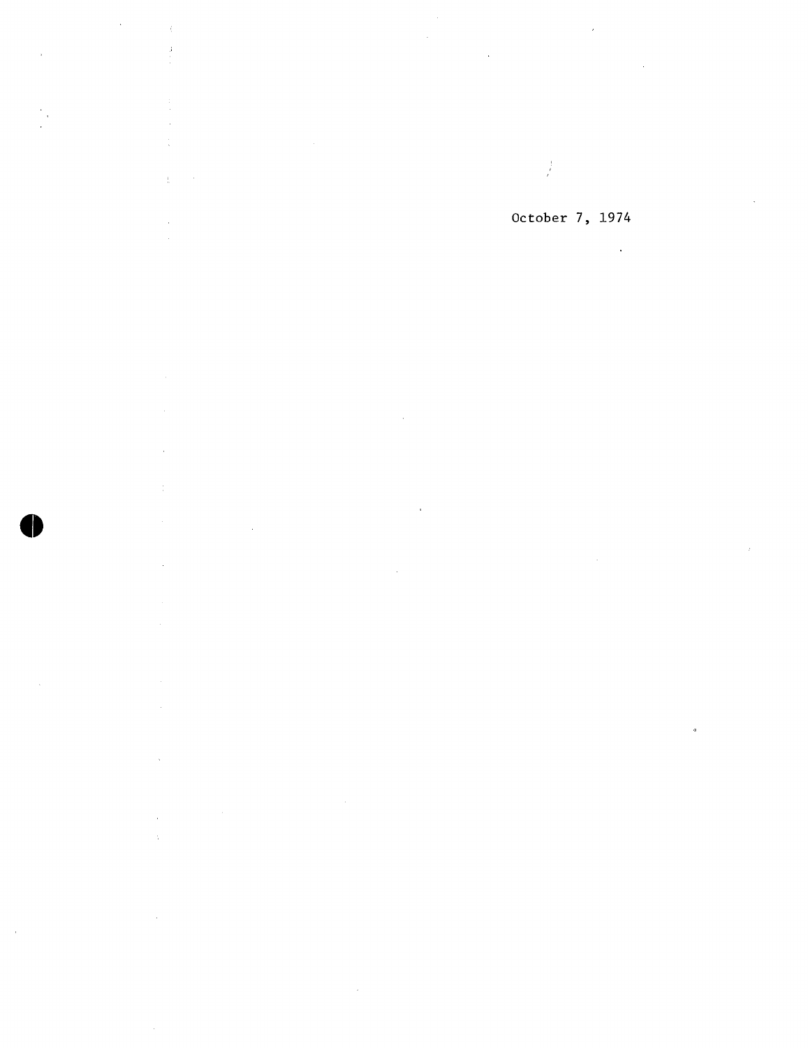October 7, 1974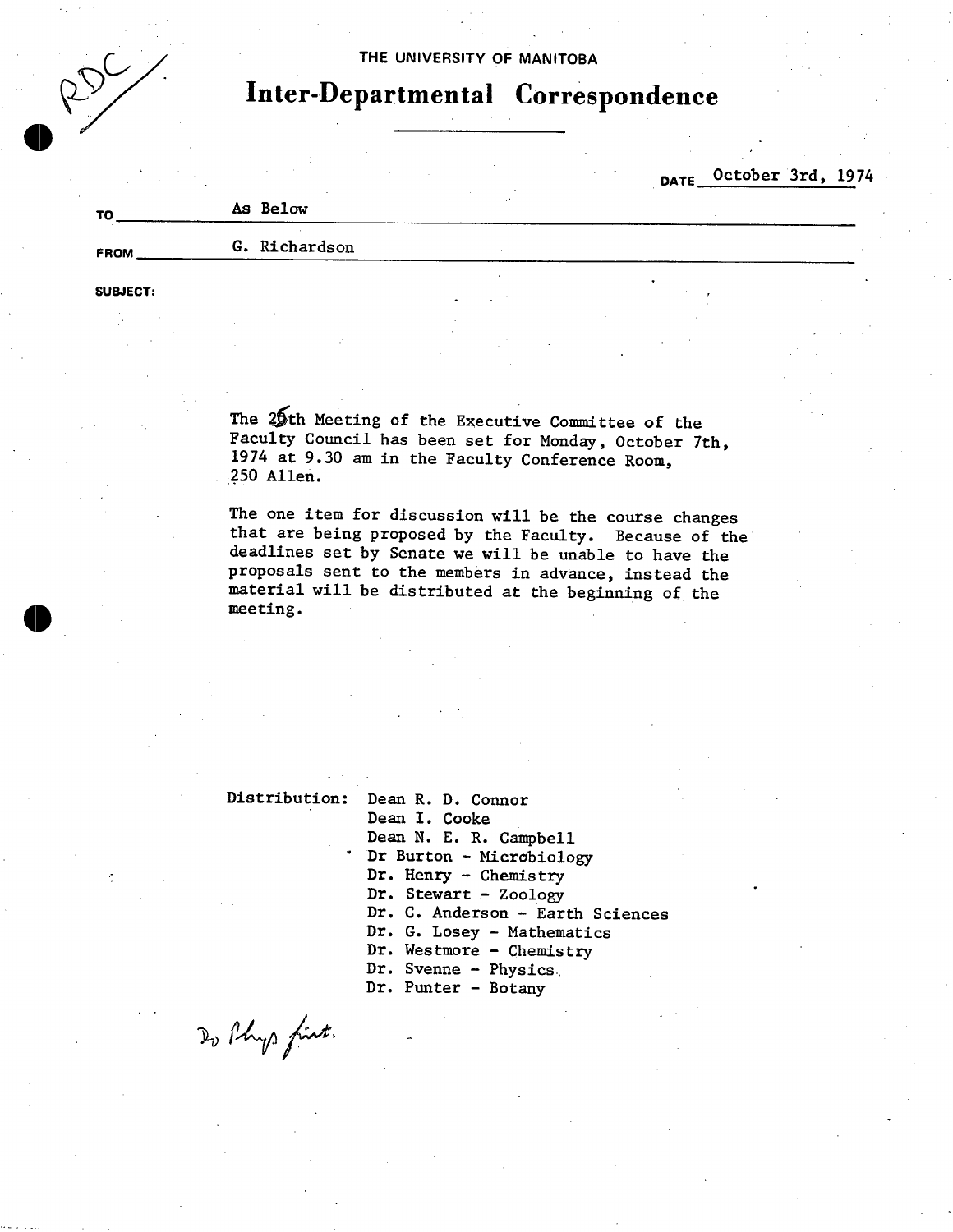THE UNIVERSITY OF MANITOBA

# Inter-Departmental Correspondence

DATE October 3rd, 1974

TO As Below

FROM G. Richardson

SUBJECT:

The 26th Meeting of the Executive Committee of the Faculty Council has been set for Monday, October 7th, 1974 at 9.30 am in the Faculty Conference Room, 250 Allen.

The one item for discussion will be the course changes that are being proposed by the Faculty. Because of the deadlines set by Senate we will be unable to have the proposals sent to the members in advance, instead the material will be distributed at the beginning of the meeting.

Distribution:
- Dean R. D. Connor
- Dean I. Cooke
- Dean N. E. R. Campbell
- Dr Burton - Microbiology
- Dr. Henry - Chemistry
- Dr. Stewart - Zoology
- Dr. C. Anderson - Earth Sciences
- Dr. G. Losey - Mathematics
- Dr. Westmore - Chemistry
- Dr. Svenne - Physics
- Dr. Punter - Botany

Do Phys first.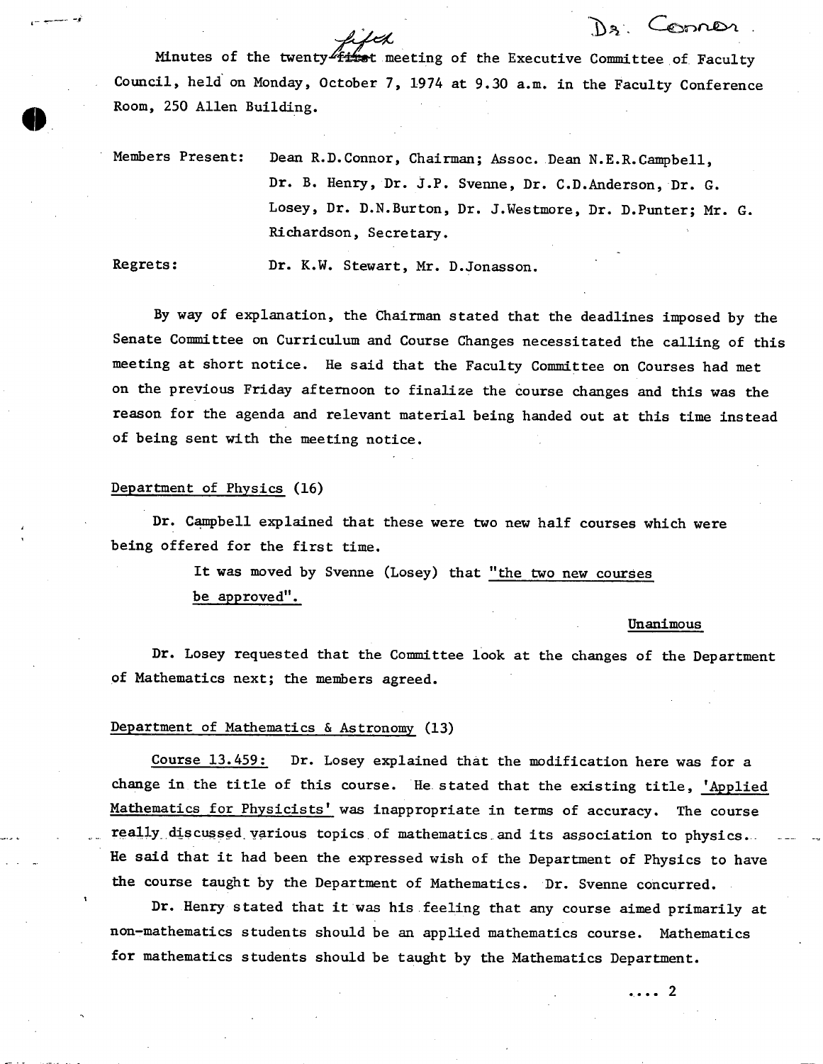Dr. Connor.

Minutes of the twenty-fifth meeting of the Executive Committee of Faculty Council, held on Monday, October 7, 1974 at 9.30 a.m. in the Faculty Conference Room, 250 Allen Building.

Members Present: Dean R.D.Connor, Chairman; Assoc. Dean N.E.R.Campbell, Dr. B. Henry, Dr. J.P. Svenne, Dr. C.D.Anderson, Dr. G. Losey, Dr. D.N.Burton, Dr. J.Westmore, Dr. D.Punter; Mr. G. Richardson, Secretary.

Regrets: Dr. K.W. Stewart, Mr. D.Jonasson.

By way of explanation, the Chairman stated that the deadlines imposed by the Senate Committee on Curriculum and Course Changes necessitated the calling of this meeting at short notice. He said that the Faculty Committee on Courses had met on the previous Friday afternoon to finalize the course changes and this was the reason for the agenda and relevant material being handed out at this time instead of being sent with the meeting notice.

Department of Physics (16)

Dr. Campbell explained that these were two new half courses which were being offered for the first time.

> It was moved by Svenne (Losey) that "the two new courses be approved".

Unanimous

Dr. Losey requested that the Committee look at the changes of the Department of Mathematics next; the members agreed.

Department of Mathematics & Astronomy (13)

Course 13.459: Dr. Losey explained that the modification here was for a change in the title of this course. He stated that the existing title, 'Applied Mathematics for Physicists' was inappropriate in terms of accuracy. The course really discussed various topics of mathematics and its association to physics. He said that it had been the expressed wish of the Department of Physics to have the course taught by the Department of Mathematics. Dr. Svenne concurred.

Dr. Henry stated that it was his feeling that any course aimed primarily at non-mathematics students should be an applied mathematics course. Mathematics for mathematics students should be taught by the Mathematics Department.

.... 2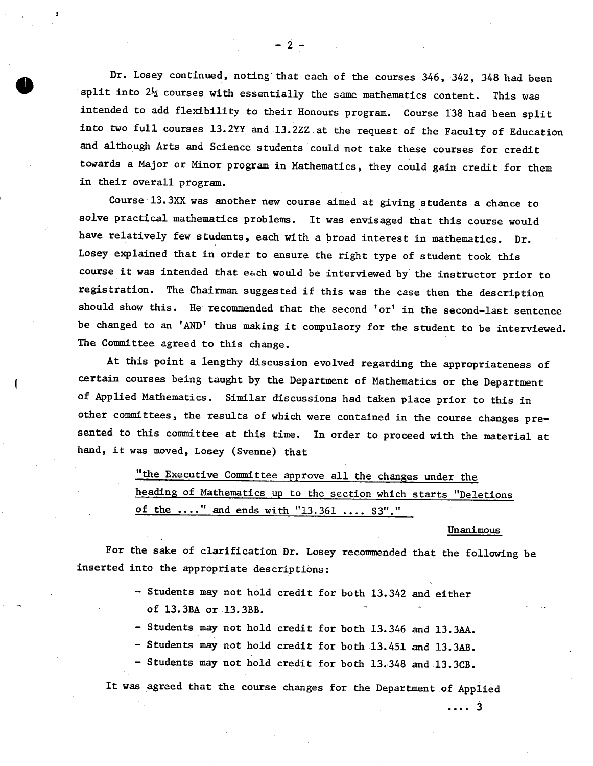Dr. Losey continued, noting that each of the courses 346, 342, 348 had been split into $2\frac{1}{2}$ courses with essentially the same mathematics content. This was intended to add flexibility to their Honours program. Course 138 had been split into two full courses 13.2YY and 13.2ZZ at the request of the Faculty of Education and although Arts and Science students could not take these courses for credit towards a Major or Minor program in Mathematics, they could gain credit for them in their overall program.

Course 13.3XX was another new course aimed at giving students a chance to solve practical mathematics problems. It was envisaged that this course would have relatively few students, each with a broad interest in mathematics. Dr. Losey explained that in order to ensure the right type of student took this course it was intended that each would be interviewed by the instructor prior to registration. The Chairman suggested if this was the case then the description should show this. He recommended that the second 'or' in the second-last sentence be changed to an 'AND' thus making it compulsory for the student to be interviewed. The Committee agreed to this change.

At this point a lengthy discussion evolved regarding the appropriateness of certain courses being taught by the Department of Mathematics or the Department of Applied Mathematics. Similar discussions had taken place prior to this in other committees, the results of which were contained in the course changes presented to this committee at this time. In order to proceed with the material at hand, it was moved, Losey (Svenne) that

> "the Executive Committee approve all the changes under the heading of Mathematics up to the section which starts "Deletions of the ...." and ends with "13.361 .... S3"."

Unanimous

For the sake of clarification Dr. Losey recommended that the following be inserted into the appropriate descriptions:

- Students may not hold credit for both 13.342 and either of 13.3BA or 13.3BB.
- Students may not hold credit for both 13.346 and 13.3AA.
- Students may not hold credit for both 13.451 and 13.3AB.
- Students may not hold credit for both 13.348 and 13.3CB.

It was agreed that the course changes for the Department of Applied

.... 3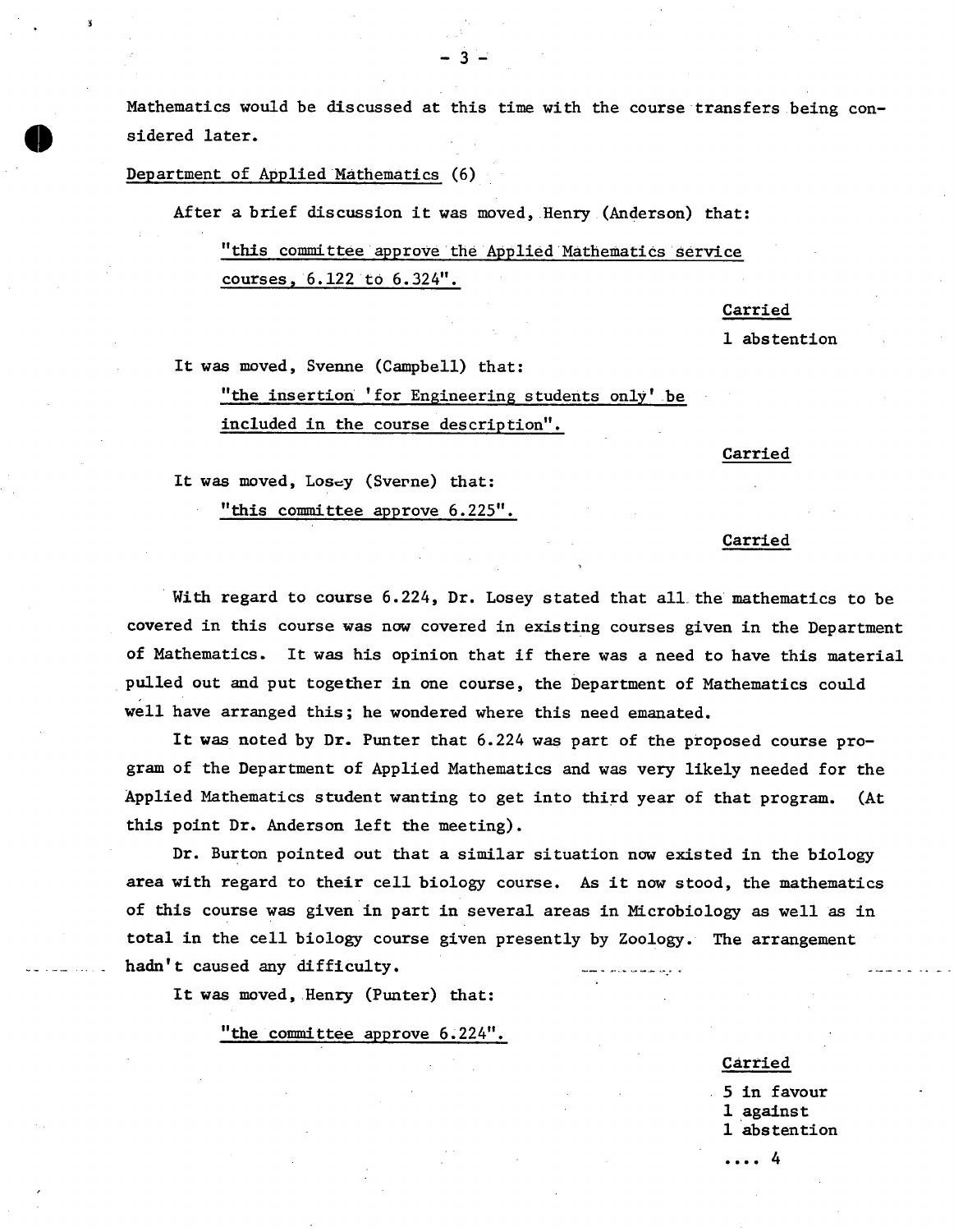Mathematics would be discussed at this time with the course transfers being considered later.

Department of Applied Mathematics (6)

After a brief discussion it was moved, Henry (Anderson) that:

"this committee approve the Applied Mathematics service courses, 6.122 to 6.324".

Carried
1 abstention

It was moved, Svenne (Campbell) that:

"the insertion 'for Engineering students only' be included in the course description".

Carried

It was moved, Losey (Sverne) that:

"this committee approve 6.225".

Carried

With regard to course 6.224, Dr. Losey stated that all the mathematics to be covered in this course was now covered in existing courses given in the Department of Mathematics. It was his opinion that if there was a need to have this material pulled out and put together in one course, the Department of Mathematics could well have arranged this; he wondered where this need emanated.

It was noted by Dr. Punter that 6.224 was part of the proposed course program of the Department of Applied Mathematics and was very likely needed for the Applied Mathematics student wanting to get into third year of that program. (At this point Dr. Anderson left the meeting).

Dr. Burton pointed out that a similar situation now existed in the biology area with regard to their cell biology course. As it now stood, the mathematics of this course was given in part in several areas in Microbiology as well as in total in the cell biology course given presently by Zoology. The arrangement hadn't caused any difficulty.

It was moved, Henry (Punter) that:

"the committee approve 6.224".

Carried
5 in favour
1 against
1 abstention

.... 4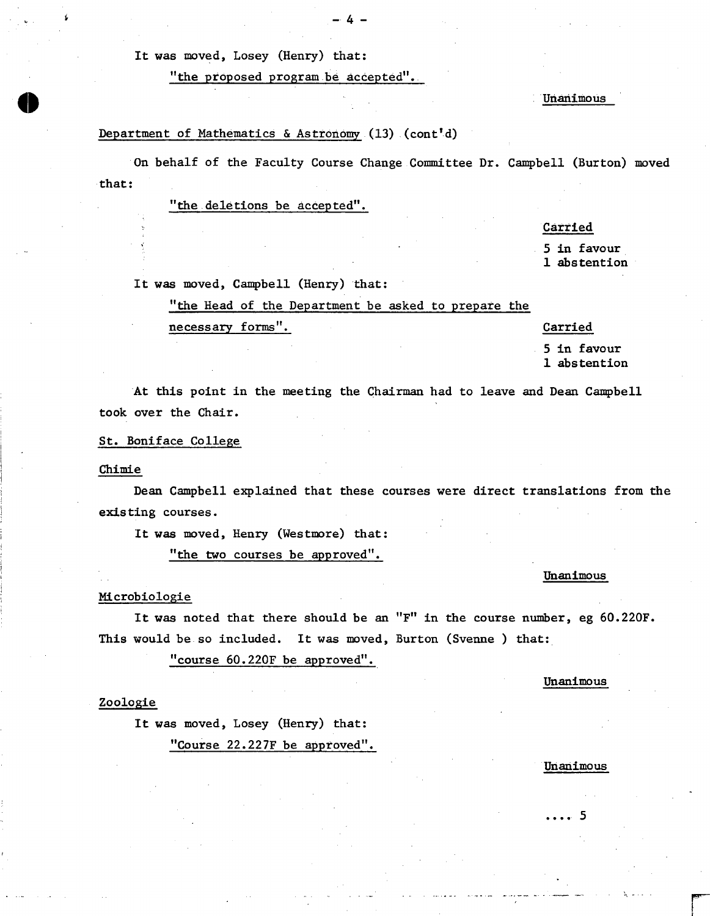It was moved, Losey (Henry) that:

"the proposed program be accepted".

Unanimous

Department of Mathematics & Astronomy (13) (cont'd)

On behalf of the Faculty Course Change Committee Dr. Campbell (Burton) moved that:

"the deletions be accepted".

Carried
5 in favour
1 abstention

It was moved, Campbell (Henry) that:

"the Head of the Department be asked to prepare the necessary forms".

Carried
5 in favour
1 abstention

At this point in the meeting the Chairman had to leave and Dean Campbell took over the Chair.

St. Boniface College

Chimie

Dean Campbell explained that these courses were direct translations from the existing courses.

It was moved, Henry (Westmore) that:

"the two courses be approved".

Unanimous

Microbiologie

It was noted that there should be an "F" in the course number, eg 60.220F. This would be so included. It was moved, Burton (Svenne ) that:

"course 60.220F be approved".

Unanimous

Zoologie

It was moved, Losey (Henry) that:

"Course 22.227F be approved".

Unanimous

.... 5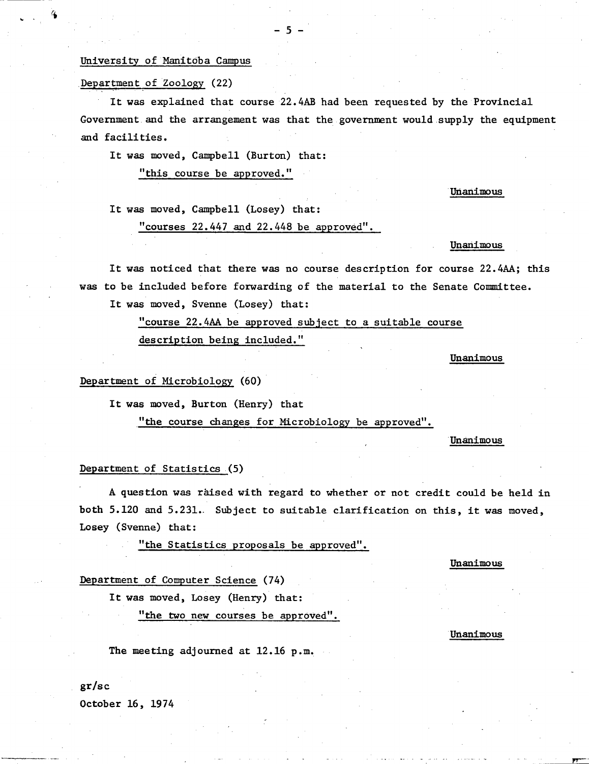University of Manitoba Campus

Department of Zoology (22)

It was explained that course 22.4AB had been requested by the Provincial Government and the arrangement was that the government would supply the equipment and facilities.

It was moved, Campbell (Burton) that:

"this course be approved."

Unanimous

It was moved, Campbell (Losey) that:

"courses 22.447 and 22.448 be approved".

Unanimous

It was noticed that there was no course description for course 22.4AA; this was to be included before forwarding of the material to the Senate Committee.

It was moved, Svenne (Losey) that:

"course 22.4AA be approved subject to a suitable course description being included."

Unanimous

Department of Microbiology (60)

It was moved, Burton (Henry) that

"the course changes for Microbiology be approved".

Unanimous

Department of Statistics (5)

A question was raised with regard to whether or not credit could be held in both 5.120 and 5.231. Subject to suitable clarification on this, it was moved, Losey (Svenne) that:

"the Statistics proposals be approved".

Unanimous

Department of Computer Science (74)

It was moved, Losey (Henry) that:

"the two new courses be approved".

Unanimous

The meeting adjourned at 12.16 p.m.

gr/sc
October 16, 1974